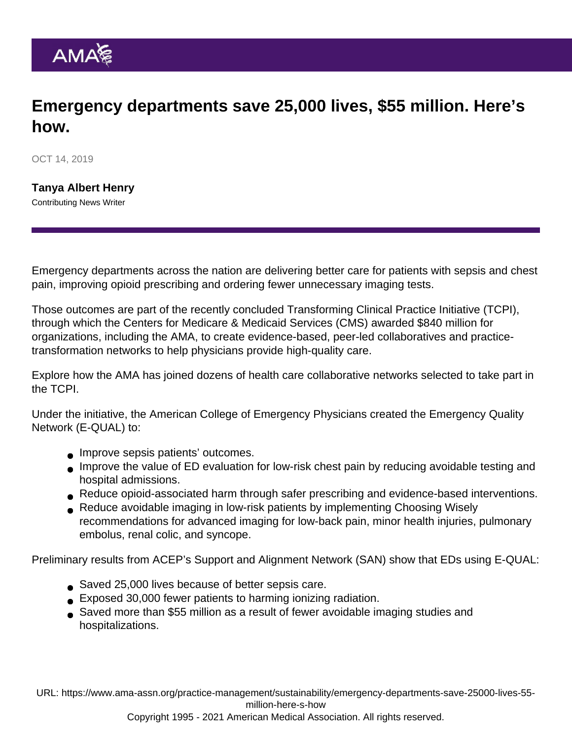# Emergency departments save 25,000 lives, $55 million. Here's how.

OCT 14, 2019

**Tanya Albert Henry**
Contributing News Writer

Emergency departments across the nation are delivering better care for patients with sepsis and chest pain, improving opioid prescribing and ordering fewer unnecessary imaging tests.

Those outcomes are part of the recently concluded Transforming Clinical Practice Initiative (TCPI), through which the Centers for Medicare & Medicaid Services (CMS) awarded $840 million for organizations, including the AMA, to create evidence-based, peer-led collaboratives and practice-transformation networks to help physicians provide high-quality care.

Explore how the AMA has joined dozens of health care collaborative networks selected to take part in the TCPI.

Under the initiative, the American College of Emergency Physicians created the Emergency Quality Network (E-QUAL) to:

- Improve sepsis patients' outcomes.
- Improve the value of ED evaluation for low-risk chest pain by reducing avoidable testing and hospital admissions.
- Reduce opioid-associated harm through safer prescribing and evidence-based interventions.
- Reduce avoidable imaging in low-risk patients by implementing Choosing Wisely recommendations for advanced imaging for low-back pain, minor health injuries, pulmonary embolus, renal colic, and syncope.

Preliminary results from ACEP's Support and Alignment Network (SAN) show that EDs using E-QUAL:

- Saved 25,000 lives because of better sepsis care.
- Exposed 30,000 fewer patients to harming ionizing radiation.
- Saved more than $55 million as a result of fewer avoidable imaging studies and hospitalizations.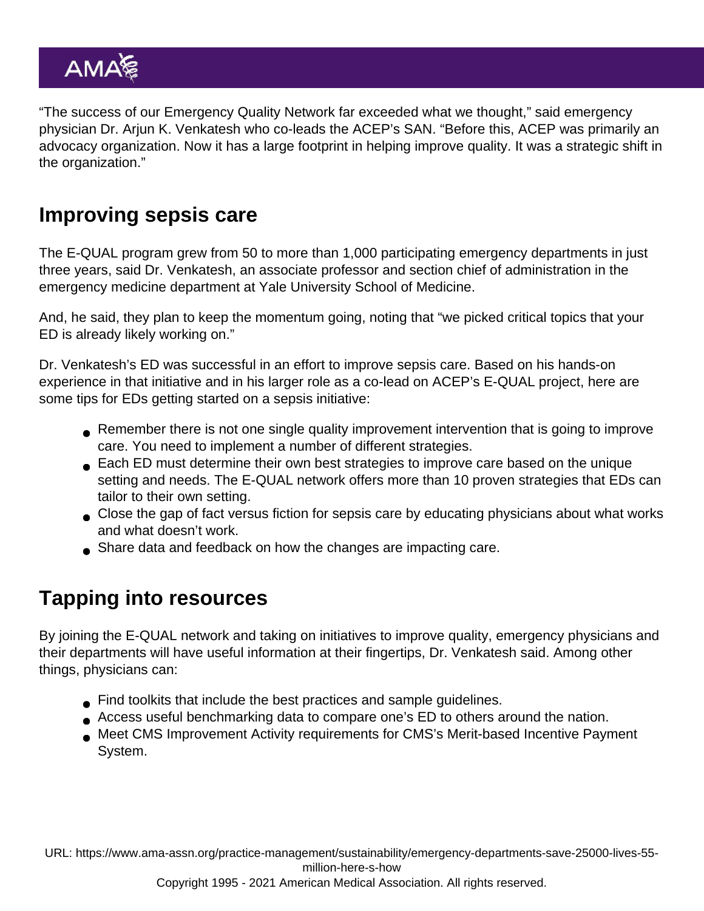"The success of our Emergency Quality Network far exceeded what we thought," said emergency physician Dr. Arjun K. Venkatesh who co-leads the ACEP's SAN. "Before this, ACEP was primarily an advocacy organization. Now it has a large footprint in helping improve quality. It was a strategic shift in the organization."

## Improving sepsis care

The E-QUAL program grew from 50 to more than 1,000 participating emergency departments in just three years, said Dr. Venkatesh, an associate professor and section chief of administration in the emergency medicine department at Yale University School of Medicine.

And, he said, they plan to keep the momentum going, noting that "we picked critical topics that your ED is already likely working on."

Dr. Venkatesh's ED was successful in an effort to improve sepsis care. Based on his hands-on experience in that initiative and in his larger role as a co-lead on ACEP's E-QUAL project, here are some tips for EDs getting started on a sepsis initiative:

- Remember there is not one single quality improvement intervention that is going to improve care. You need to implement a number of different strategies.
- Each ED must determine their own best strategies to improve care based on the unique setting and needs. The E-QUAL network offers more than 10 proven strategies that EDs can tailor to their own setting.
- Close the gap of fact versus fiction for sepsis care by educating physicians about what works and what doesn't work.
- Share data and feedback on how the changes are impacting care.

## Tapping into resources

By joining the E-QUAL network and taking on initiatives to improve quality, emergency physicians and their departments will have useful information at their fingertips, Dr. Venkatesh said. Among other things, physicians can:

- Find toolkits that include the best practices and sample guidelines.
- Access useful benchmarking data to compare one's ED to others around the nation.
- Meet CMS Improvement Activity requirements for CMS's Merit-based Incentive Payment System.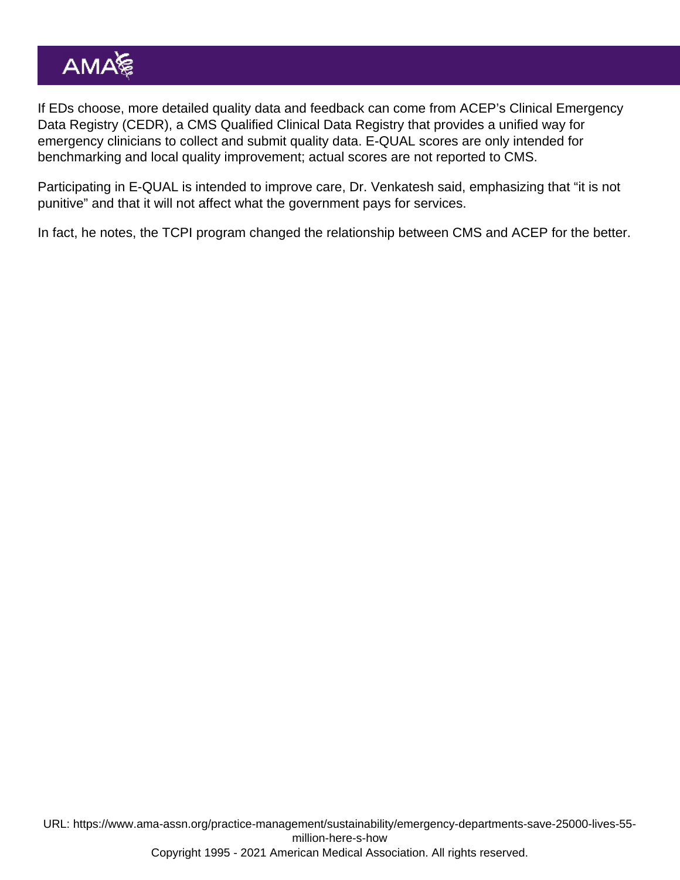If EDs choose, more detailed quality data and feedback can come from ACEP's Clinical Emergency Data Registry (CEDR), a CMS Qualified Clinical Data Registry that provides a unified way for emergency clinicians to collect and submit quality data. E-QUAL scores are only intended for benchmarking and local quality improvement; actual scores are not reported to CMS.

Participating in E-QUAL is intended to improve care, Dr. Venkatesh said, emphasizing that "it is not punitive" and that it will not affect what the government pays for services.

In fact, he notes, the TCPI program changed the relationship between CMS and ACEP for the better.